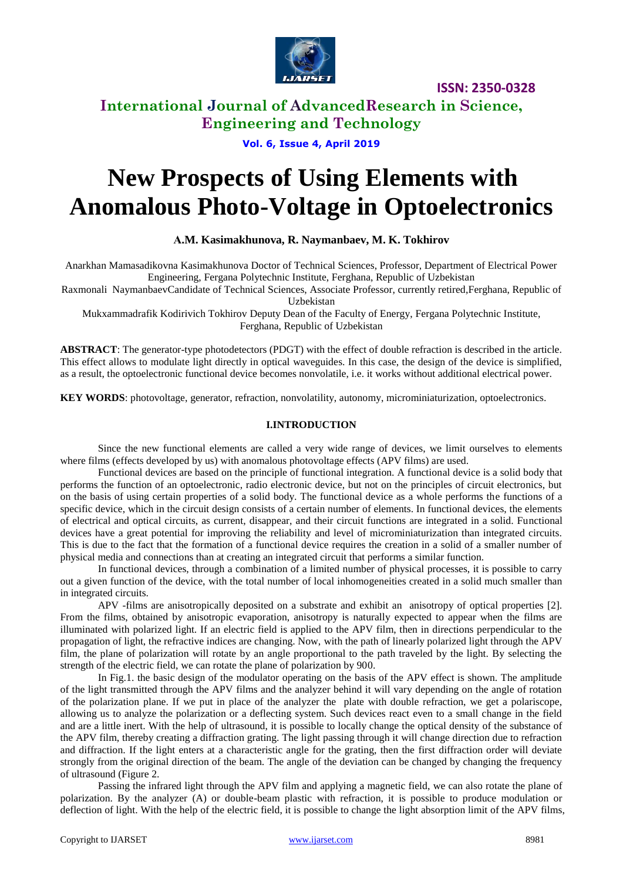# New Prospects of Using Elements with Anomalous Photo-Voltage in Optoelectronics

**A.M. Kasimakhunova, R. Naymanbaev, M. K. Tokhirov**

Anarkhan Mamasadikovna Kasimakhunova Doctor of Technical Sciences, Professor, Department of Electrical Power Engineering, Fergana Polytechnic Institute, Ferghana, Republic of Uzbekistan

Raxmonali NaymanbaevCandidate of Technical Sciences, Associate Professor, currently retired,Ferghana, Republic of Uzbekistan

Mukxammadrafik Kodirivich Tokhirov Deputy Dean of the Faculty of Energy, Fergana Polytechnic Institute, Ferghana, Republic of Uzbekistan

**ABSTRACT**: The generator-type photodetectors (PDGT) with the effect of double refraction is described in the article. This effect allows to modulate light directly in optical waveguides. In this case, the design of the device is simplified, as a result, the optoelectronic functional device becomes nonvolatile, i.e. it works without additional electrical power.

**KEY WORDS**: photovoltage, generator, refraction, nonvolatility, autonomy, microminiaturization, optoelectronics.

## I.INTRODUCTION

Since the new functional elements are called a very wide range of devices, we limit ourselves to elements where films (effects developed by us) with anomalous photovoltage effects (APV films) are used.

Functional devices are based on the principle of functional integration. A functional device is a solid body that performs the function of an optoelectronic, radio electronic device, but not on the principles of circuit electronics, but on the basis of using certain properties of a solid body. The functional device as a whole performs the functions of a specific device, which in the circuit design consists of a certain number of elements. In functional devices, the elements of electrical and optical circuits, as current, disappear, and their circuit functions are integrated in a solid. Functional devices have a great potential for improving the reliability and level of microminiaturization than integrated circuits. This is due to the fact that the formation of a functional device requires the creation in a solid of a smaller number of physical media and connections than at creating an integrated circuit that performs a similar function.

In functional devices, through a combination of a limited number of physical processes, it is possible to carry out a given function of the device, with the total number of local inhomogeneities created in a solid much smaller than in integrated circuits.

APV -films are anisotropically deposited on a substrate and exhibit an anisotropy of optical properties [2]. From the films, obtained by anisotropic evaporation, anisotropy is naturally expected to appear when the films are illuminated with polarized light. If an electric field is applied to the APV film, then in directions perpendicular to the propagation of light, the refractive indices are changing. Now, with the path of linearly polarized light through the APV film, the plane of polarization will rotate by an angle proportional to the path traveled by the light. By selecting the strength of the electric field, we can rotate the plane of polarization by 900.

In Fig.1. the basic design of the modulator operating on the basis of the APV effect is shown. The amplitude of the light transmitted through the APV films and the analyzer behind it will vary depending on the angle of rotation of the polarization plane. If we put in place of the analyzer the plate with double refraction, we get a polariscope, allowing us to analyze the polarization or a deflecting system. Such devices react even to a small change in the field and are a little inert. With the help of ultrasound, it is possible to locally change the optical density of the substance of the APV film, thereby creating a diffraction grating. The light passing through it will change direction due to refraction and diffraction. If the light enters at a characteristic angle for the grating, then the first diffraction order will deviate strongly from the original direction of the beam. The angle of the deviation can be changed by changing the frequency of ultrasound (Figure 2.

Passing the infrared light through the APV film and applying a magnetic field, we can also rotate the plane of polarization. By the analyzer (A) or double-beam plastic with refraction, it is possible to produce modulation or deflection of light. With the help of the electric field, it is possible to change the light absorption limit of the APV films,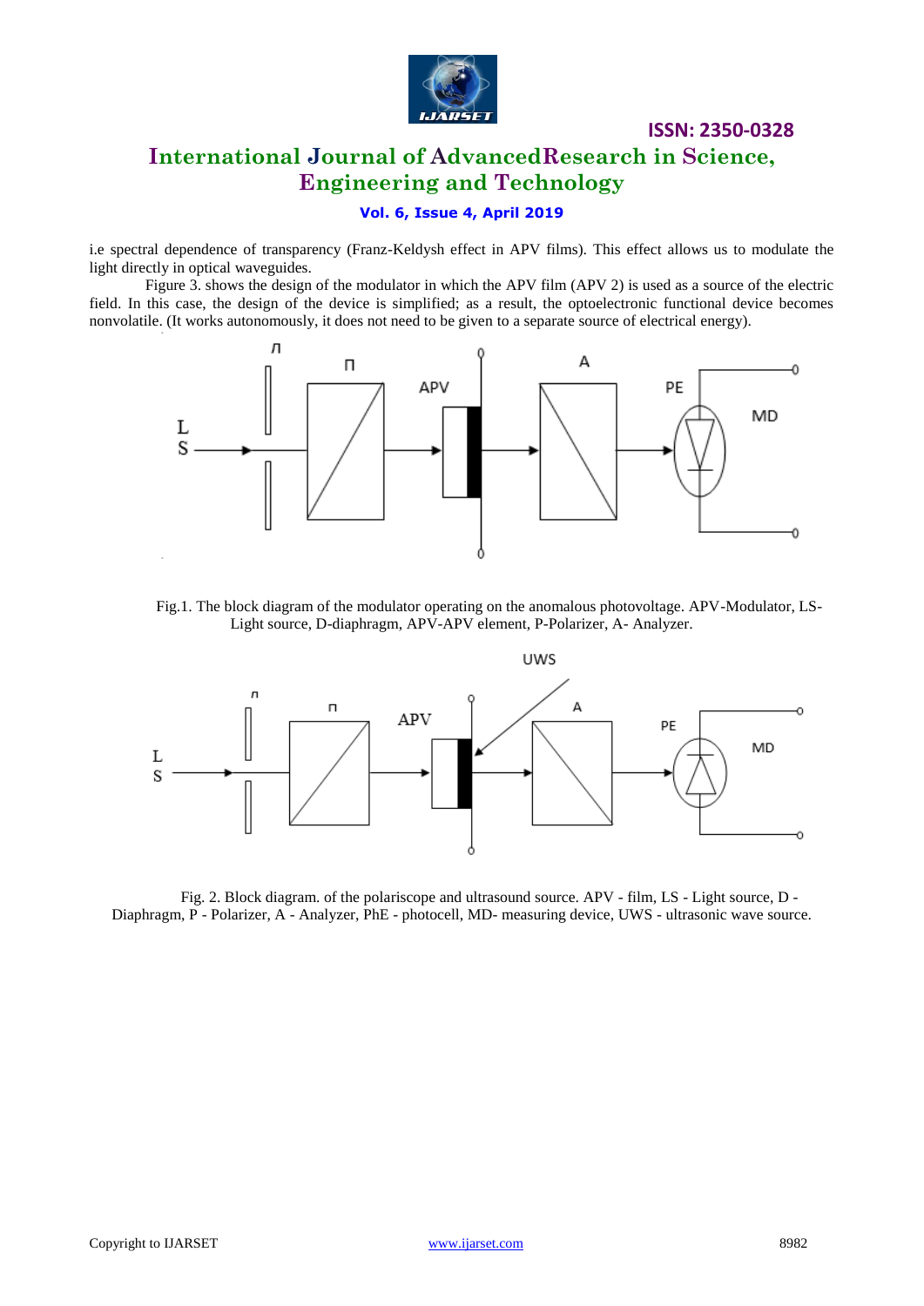i.e spectral dependence of transparency (Franz-Keldysh effect in APV films). This effect allows us to modulate the light directly in optical waveguides.

Figure 3. shows the design of the modulator in which the APV film (APV 2) is used as a source of the electric field. In this case, the design of the device is simplified; as a result, the optoelectronic functional device becomes nonvolatile. (It works autonomously, it does not need to be given to a separate source of electrical energy).

Fig.1. The block diagram of the modulator operating on the anomalous photovoltage. APV-Modulator, LS-Light source, D-diaphragm, APV-APV element, P-Polarizer, A- Analyzer.

Fig. 2. Block diagram. of the polariscope and ultrasound source. APV - film, LS - Light source, D - Diaphragm, P - Polarizer, A - Analyzer, PhE - photocell, MD- measuring device, UWS - ultrasonic wave source.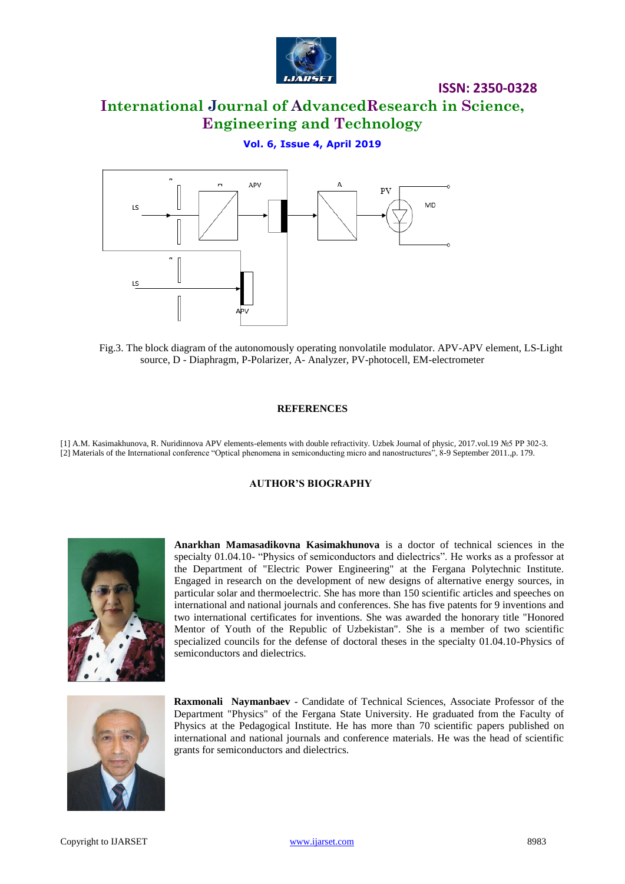Fig.3. The block diagram of the autonomously operating nonvolatile modulator. APV-APV element, LS-Light source, D - Diaphragm, P-Polarizer, A- Analyzer, PV-photocell, EM-electrometer

## REFERENCES

[1] A.M. Kasimakhunova, R. Nuridinnova APV elements-elements with double refractivity. Uzbek Journal of physic, 2017.vol.19 №5 PP 302-3.
[2] Materials of the International conference "Optical phenomena in semiconducting micro and nanostructures", 8-9 September 2011.,p. 179.

## AUTHOR'S BIOGRAPHY

**Anarkhan Mamasadikovna Kasimakhunova** is a doctor of technical sciences in the specialty 01.04.10- "Physics of semiconductors and dielectrics". He works as a professor at the Department of "Electric Power Engineering" at the Fergana Polytechnic Institute. Engaged in research on the development of new designs of alternative energy sources, in particular solar and thermoelectric. She has more than 150 scientific articles and speeches on international and national journals and conferences. She has five patents for 9 inventions and two international certificates for inventions. She was awarded the honorary title "Honored Mentor of Youth of the Republic of Uzbekistan". She is a member of two scientific specialized councils for the defense of doctoral theses in the specialty 01.04.10-Physics of semiconductors and dielectrics.

**Raxmonali Naymanbaev** - Candidate of Technical Sciences, Associate Professor of the Department "Physics" of the Fergana State University. He graduated from the Faculty of Physics at the Pedagogical Institute. He has more than 70 scientific papers published on international and national journals and conference materials. He was the head of scientific grants for semiconductors and dielectrics.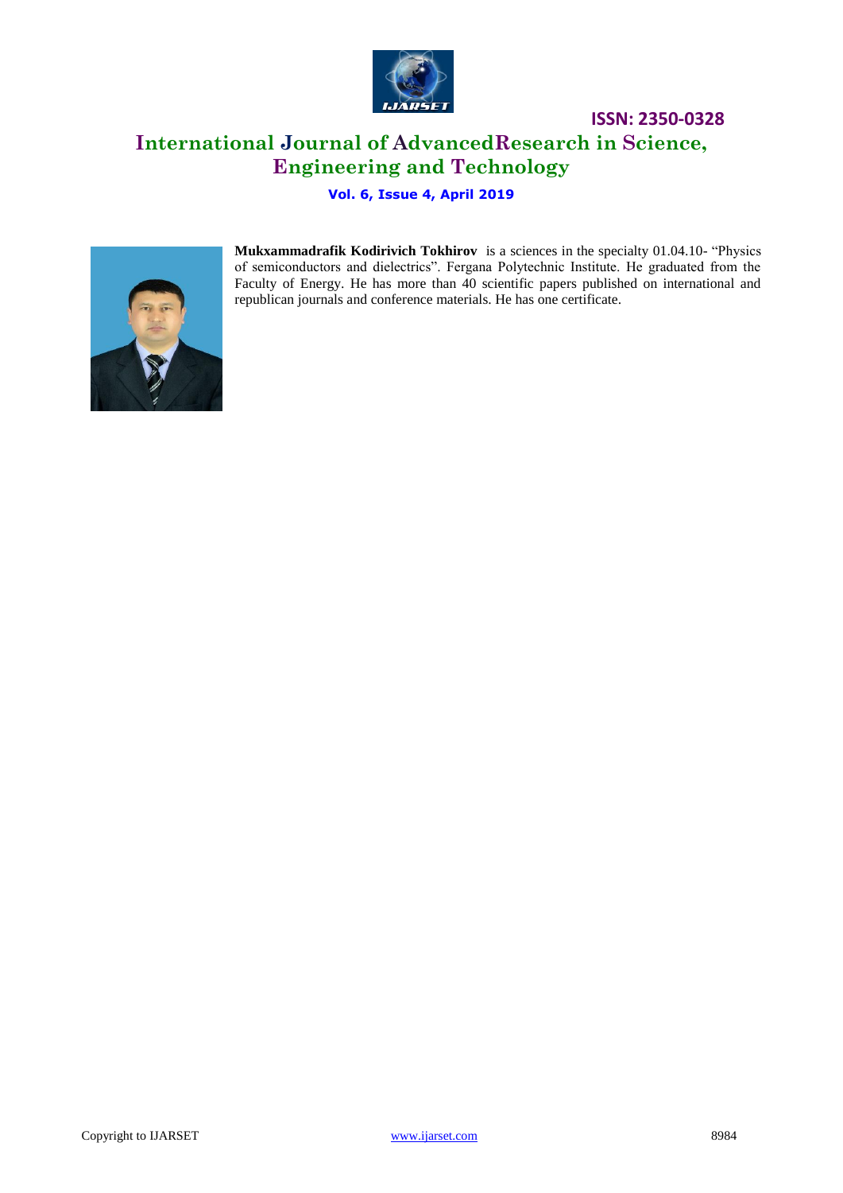**Mukxammadrafik Kodirivich Tokhirov** is a sciences in the specialty 01.04.10- "Physics of semiconductors and dielectrics". Fergana Polytechnic Institute. He graduated from the Faculty of Energy. He has more than 40 scientific papers published on international and republican journals and conference materials. He has one certificate.